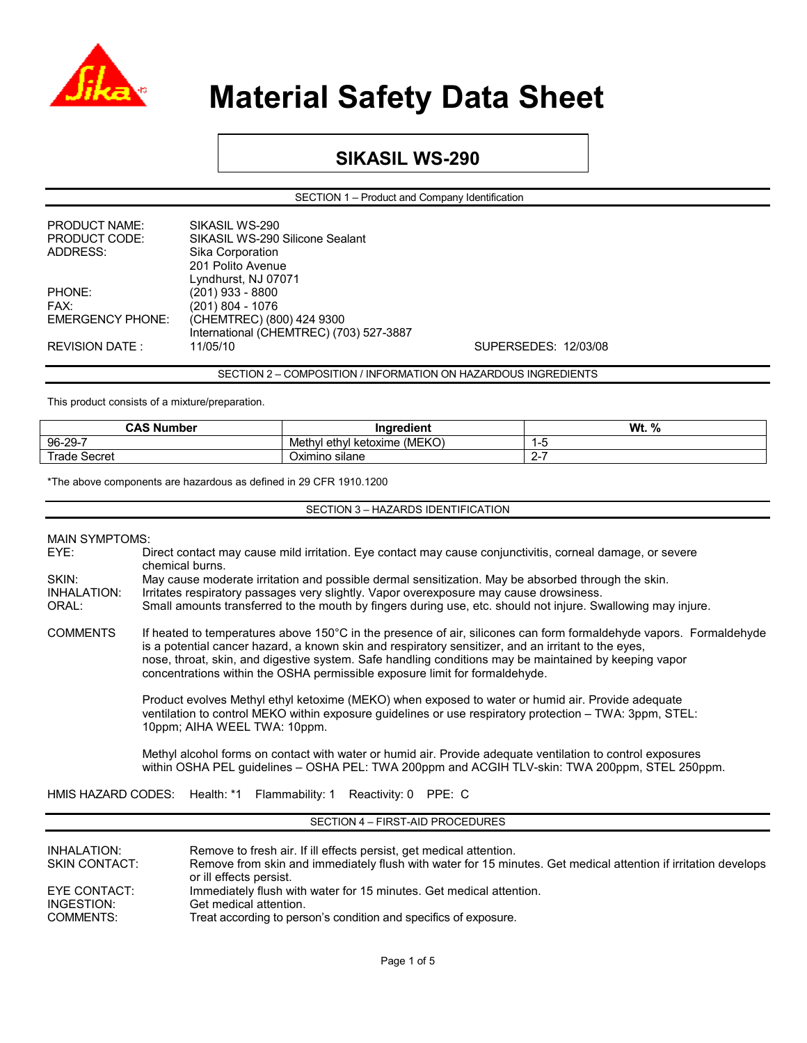# Material Safety Data Sheet

## SIKASIL WS-290

### SECTION 1 – Product and Company Identification

| | |
|---|---|
| PRODUCT NAME: | SIKASIL WS-290 |
| PRODUCT CODE: | SIKASIL WS-290 Silicone Sealant |
| ADDRESS: | Sika Corporation<br>201 Polito Avenue<br>Lyndhurst, NJ 07071 |
| PHONE: | (201) 933 - 8800 |
| FAX: | (201) 804 - 1076 |
| EMERGENCY PHONE: | (CHEMTREC) (800) 424 9300<br>International (CHEMTREC) (703) 527-3887 |
| REVISION DATE : | 11/05/10 &nbsp;&nbsp;&nbsp;&nbsp; SUPERSEDES: 12/03/08 |

### SECTION 2 – COMPOSITION / INFORMATION ON HAZARDOUS INGREDIENTS

This product consists of a mixture/preparation.

| CAS Number | Ingredient | Wt. % |
|---|---|---|
| 96-29-7 | Methyl ethyl ketoxime (MEKO) | 1-5 |
| Trade Secret | Oximino silane | 2-7 |

*The above components are hazardous as defined in 29 CFR 1910.1200

### SECTION 3 – HAZARDS IDENTIFICATION

MAIN SYMPTOMS:

- **EYE:** Direct contact may cause mild irritation. Eye contact may cause conjunctivitis, corneal damage, or severe chemical burns.
- **SKIN:** May cause moderate irritation and possible dermal sensitization. May be absorbed through the skin.
- **INHALATION:** Irritates respiratory passages very slightly. Vapor overexposure may cause drowsiness.
- **ORAL:** Small amounts transferred to the mouth by fingers during use, etc. should not injure. Swallowing may injure.

**COMMENTS** If heated to temperatures above 150°C in the presence of air, silicones can form formaldehyde vapors. Formaldehyde is a potential cancer hazard, a known skin and respiratory sensitizer, and an irritant to the eyes, nose, throat, skin, and digestive system. Safe handling conditions may be maintained by keeping vapor concentrations within the OSHA permissible exposure limit for formaldehyde.

Product evolves Methyl ethyl ketoxime (MEKO) when exposed to water or humid air. Provide adequate ventilation to control MEKO within exposure guidelines or use respiratory protection – TWA: 3ppm, STEL: 10ppm; AIHA WEEL TWA: 10ppm.

Methyl alcohol forms on contact with water or humid air. Provide adequate ventilation to control exposures within OSHA PEL guidelines – OSHA PEL: TWA 200ppm and ACGIH TLV-skin: TWA 200ppm, STEL 250ppm.

HMIS HAZARD CODES: Health: *1 Flammability: 1 Reactivity: 0 PPE: C

### SECTION 4 – FIRST-AID PROCEDURES

- **INHALATION:** Remove to fresh air. If ill effects persist, get medical attention.
- **SKIN CONTACT:** Remove from skin and immediately flush with water for 15 minutes. Get medical attention if irritation develops or ill effects persist.
- **EYE CONTACT:** Immediately flush with water for 15 minutes. Get medical attention.
- **INGESTION:** Get medical attention.
- **COMMENTS:** Treat according to person's condition and specifics of exposure.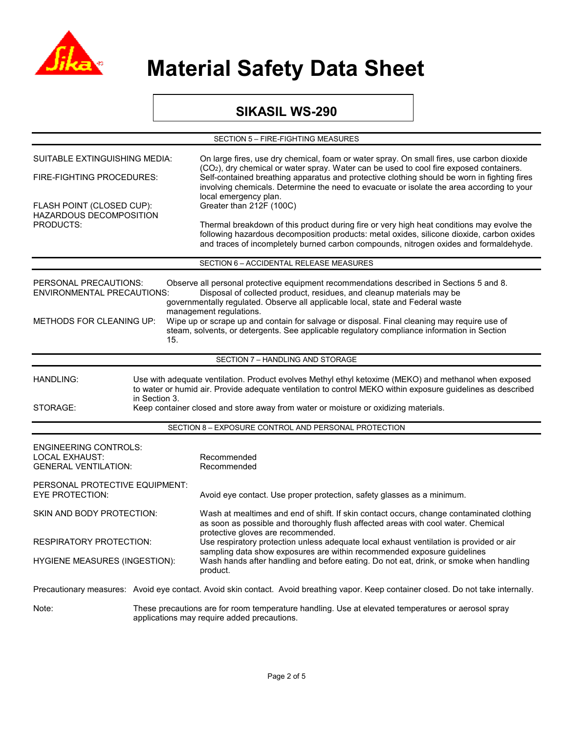# Material Safety Data Sheet

## SIKASIL WS-290

### SECTION 5 – FIRE-FIGHTING MEASURES

SUITABLE EXTINGUISHING MEDIA: On large fires, use dry chemical, foam or water spray. On small fires, use carbon dioxide ($CO_2$), dry chemical or water spray. Water can be used to cool fire exposed containers.

FIRE-FIGHTING PROCEDURES: Self-contained breathing apparatus and protective clothing should be worn in fighting fires involving chemicals. Determine the need to evacuate or isolate the area according to your local emergency plan.

FLASH POINT (CLOSED CUP): Greater than 212F (100C)

HAZARDOUS DECOMPOSITION PRODUCTS: Thermal breakdown of this product during fire or very high heat conditions may evolve the following hazardous decomposition products: metal oxides, silicone dioxide, carbon oxides and traces of incompletely burned carbon compounds, nitrogen oxides and formaldehyde.

### SECTION 6 – ACCIDENTAL RELEASE MEASURES

PERSONAL PRECAUTIONS: Observe all personal protective equipment recommendations described in Sections 5 and 8.

ENVIRONMENTAL PRECAUTIONS: Disposal of collected product, residues, and cleanup materials may be governmentally regulated. Observe all applicable local, state and Federal waste management regulations.

METHODS FOR CLEANING UP: Wipe up or scrape up and contain for salvage or disposal. Final cleaning may require use of steam, solvents, or detergents. See applicable regulatory compliance information in Section 15.

### SECTION 7 – HANDLING AND STORAGE

HANDLING: Use with adequate ventilation. Product evolves Methyl ethyl ketoxime (MEKO) and methanol when exposed to water or humid air. Provide adequate ventilation to control MEKO within exposure guidelines as described in Section 3.

STORAGE: Keep container closed and store away from water or moisture or oxidizing materials.

### SECTION 8 – EXPOSURE CONTROL AND PERSONAL PROTECTION

ENGINEERING CONTROLS:
LOCAL EXHAUST: Recommended
GENERAL VENTILATION: Recommended

PERSONAL PROTECTIVE EQUIPMENT:
EYE PROTECTION: Avoid eye contact. Use proper protection, safety glasses as a minimum.

SKIN AND BODY PROTECTION: Wash at mealtimes and end of shift. If skin contact occurs, change contaminated clothing as soon as possible and thoroughly flush affected areas with cool water. Chemical protective gloves are recommended.

RESPIRATORY PROTECTION: Use respiratory protection unless adequate local exhaust ventilation is provided or air sampling data show exposures are within recommended exposure guidelines

HYGIENE MEASURES (INGESTION): Wash hands after handling and before eating. Do not eat, drink, or smoke when handling product.

Precautionary measures: Avoid eye contact. Avoid skin contact. Avoid breathing vapor. Keep container closed. Do not take internally.

Note: These precautions are for room temperature handling. Use at elevated temperatures or aerosol spray applications may require added precautions.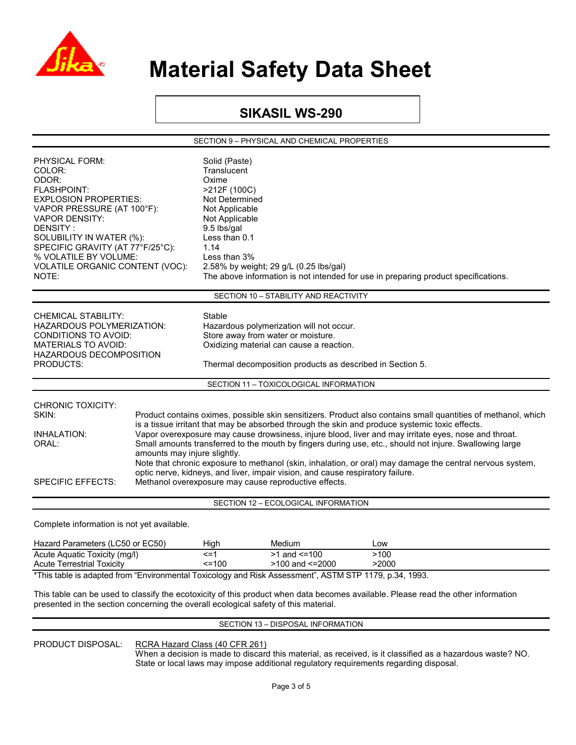# Material Safety Data Sheet

## SIKASIL WS-290

### SECTION 9 – PHYSICAL AND CHEMICAL PROPERTIES

| | |
|---|---|
| PHYSICAL FORM: | Solid (Paste) |
| COLOR: | Translucent |
| ODOR: | Oxime |
| FLASHPOINT: | >212F (100C) |
| EXPLOSION PROPERTIES: | Not Determined |
| VAPOR PRESSURE (AT 100°F): | Not Applicable |
| VAPOR DENSITY: | Not Applicable |
| DENSITY : | 9.5 lbs/gal |
| SOLUBILITY IN WATER (%): | Less than 0.1 |
| SPECIFIC GRAVITY (AT 77°F/25°C): | 1.14 |
| % VOLATILE BY VOLUME: | Less than 3% |
| VOLATILE ORGANIC CONTENT (VOC): | 2.58% by weight; 29 g/L (0.25 lbs/gal) |
| NOTE: | The above information is not intended for use in preparing product specifications. |

### SECTION 10 – STABILITY AND REACTIVITY

| | |
|---|---|
| CHEMICAL STABILITY: | Stable |
| HAZARDOUS POLYMERIZATION: | Hazardous polymerization will not occur. |
| CONDITIONS TO AVOID: | Store away from water or moisture. |
| MATERIALS TO AVOID: | Oxidizing material can cause a reaction. |
| HAZARDOUS DECOMPOSITION PRODUCTS: | Thermal decomposition products as described in Section 5. |

### SECTION 11 – TOXICOLOGICAL INFORMATION

CHRONIC TOXICITY:

| | |
|---|---|
| SKIN: | Product contains oximes, possible skin sensitizers. Product also contains small quantities of methanol, which is a tissue irritant that may be absorbed through the skin and produce systemic toxic effects. |
| INHALATION: | Vapor overexposure may cause drowsiness, injure blood, liver and may irritate eyes, nose and throat. |
| ORAL: | Small amounts transferred to the mouth by fingers during use, etc., should not injure. Swallowing large amounts may injure slightly. Note that chronic exposure to methanol (skin, inhalation, or oral) may damage the central nervous system, optic nerve, kidneys, and liver, impair vision, and cause respiratory failure. |
| SPECIFIC EFFECTS: | Methanol overexposure may cause reproductive effects. |

### SECTION 12 – ECOLOGICAL INFORMATION

Complete information is not yet available.

| Hazard Parameters (LC50 or EC50) | High | Medium | Low |
|---|---|---|---|
| Acute Aquatic Toxicity (mg/l) | <=1 | >1 and <=100 | >100 |
| Acute Terrestrial Toxicity | <=100 | >100 and <=2000 | >2000 |

*This table is adapted from "Environmental Toxicology and Risk Assessment", ASTM STP 1179, p.34, 1993.

This table can be used to classify the ecotoxicity of this product when data becomes available. Please read the other information presented in the section concerning the overall ecological safety of this material.

### SECTION 13 – DISPOSAL INFORMATION

PRODUCT DISPOSAL: RCRA Hazard Class (40 CFR 261)
When a decision is made to discard this material, as received, is it classified as a hazardous waste? NO.
State or local laws may impose additional regulatory requirements regarding disposal.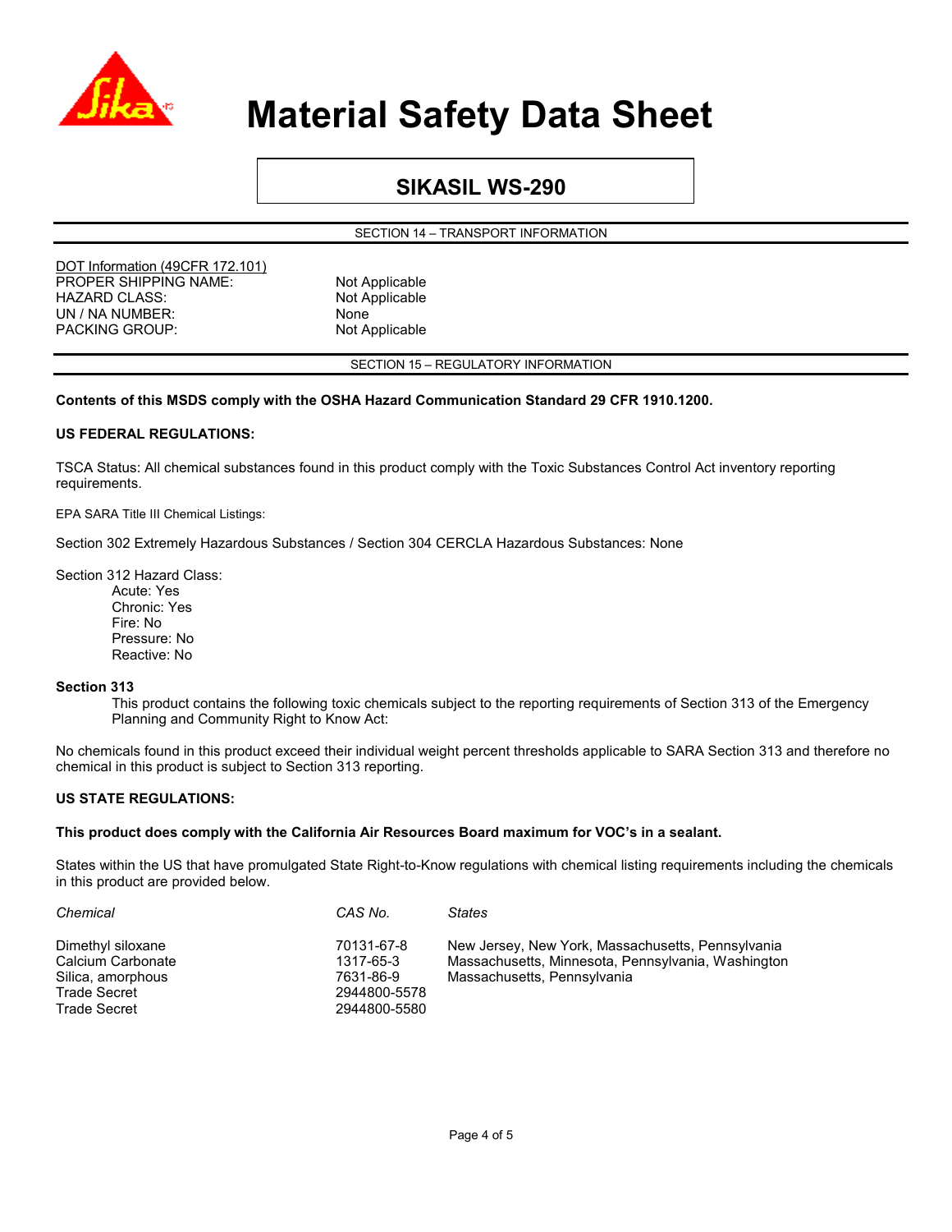# Material Safety Data Sheet

## SIKASIL WS-290

### SECTION 14 – TRANSPORT INFORMATION

DOT Information (49CFR 172.101)

| | |
|---|---|
| PROPER SHIPPING NAME: | Not Applicable |
| HAZARD CLASS: | Not Applicable |
| UN / NA NUMBER: | None |
| PACKING GROUP: | Not Applicable |

### SECTION 15 – REGULATORY INFORMATION

**Contents of this MSDS comply with the OSHA Hazard Communication Standard 29 CFR 1910.1200.**

**US FEDERAL REGULATIONS:**

TSCA Status: All chemical substances found in this product comply with the Toxic Substances Control Act inventory reporting requirements.

EPA SARA Title III Chemical Listings:

Section 302 Extremely Hazardous Substances / Section 304 CERCLA Hazardous Substances: None

Section 312 Hazard Class:

- Acute: Yes
- Chronic: Yes
- Fire: No
- Pressure: No
- Reactive: No

**Section 313**

This product contains the following toxic chemicals subject to the reporting requirements of Section 313 of the Emergency Planning and Community Right to Know Act:

No chemicals found in this product exceed their individual weight percent thresholds applicable to SARA Section 313 and therefore no chemical in this product is subject to Section 313 reporting.

**US STATE REGULATIONS:**

**This product does comply with the California Air Resources Board maximum for VOC's in a sealant.**

States within the US that have promulgated State Right-to-Know regulations with chemical listing requirements including the chemicals in this product are provided below.

| *Chemical* | *CAS No.* | *States* |
|---|---|---|
| Dimethyl siloxane | 70131-67-8 | New Jersey, New York, Massachusetts, Pennsylvania |
| Calcium Carbonate | 1317-65-3 | Massachusetts, Minnesota, Pennsylvania, Washington |
| Silica, amorphous | 7631-86-9 | Massachusetts, Pennsylvania |
| Trade Secret | 2944800-5578 | |
| Trade Secret | 2944800-5580 | |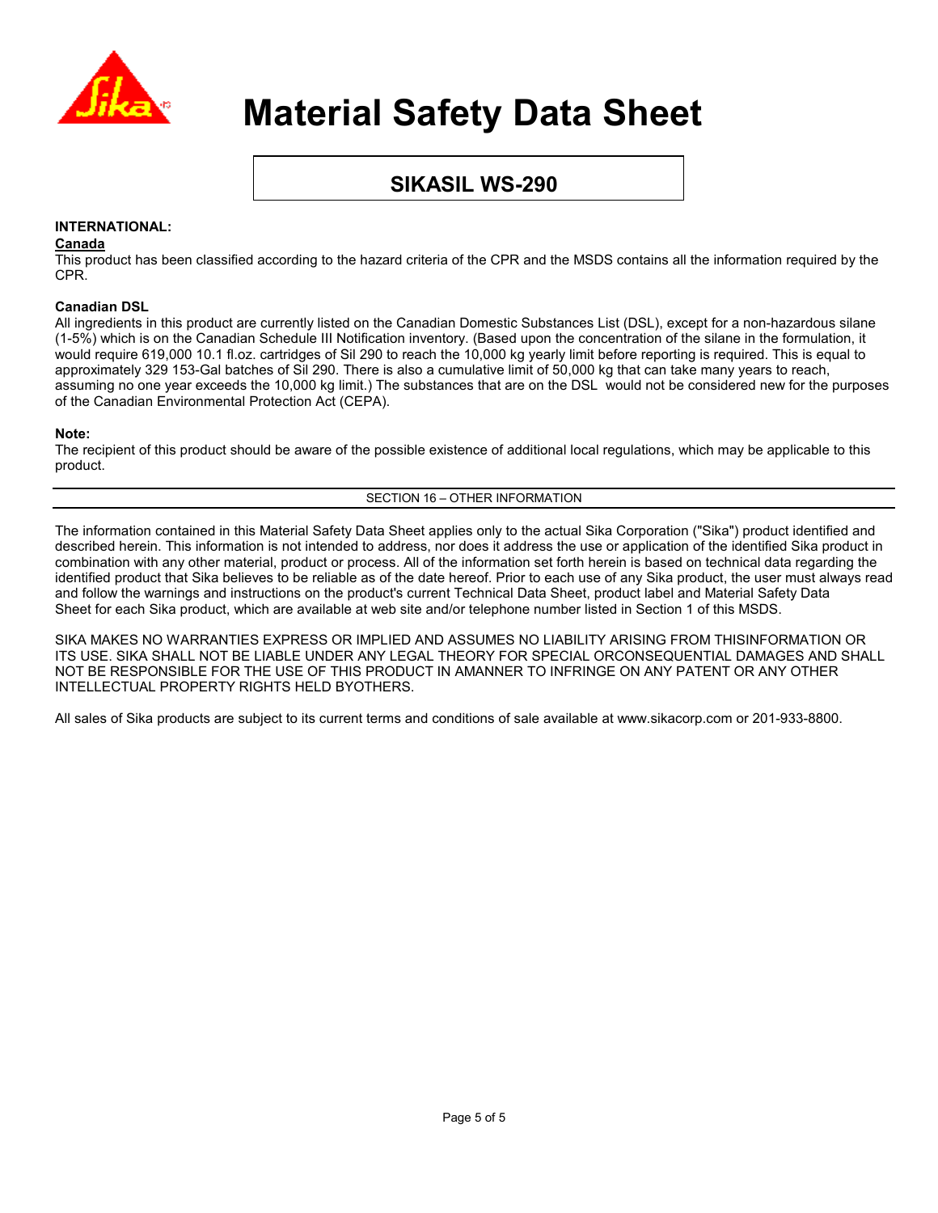# Material Safety Data Sheet

## SIKASIL WS-290

**INTERNATIONAL:**

**Canada**

This product has been classified according to the hazard criteria of the CPR and the MSDS contains all the information required by the CPR.

**Canadian DSL**

All ingredients in this product are currently listed on the Canadian Domestic Substances List (DSL), except for a non-hazardous silane (1-5%) which is on the Canadian Schedule III Notification inventory. (Based upon the concentration of the silane in the formulation, it would require 619,000 10.1 fl.oz. cartridges of Sil 290 to reach the 10,000 kg yearly limit before reporting is required. This is equal to approximately 329 153-Gal batches of Sil 290. There is also a cumulative limit of 50,000 kg that can take many years to reach, assuming no one year exceeds the 10,000 kg limit.) The substances that are on the DSL would not be considered new for the purposes of the Canadian Environmental Protection Act (CEPA).

**Note:**

The recipient of this product should be aware of the possible existence of additional local regulations, which may be applicable to this product.

---

SECTION 16 – OTHER INFORMATION

---

The information contained in this Material Safety Data Sheet applies only to the actual Sika Corporation ("Sika") product identified and described herein. This information is not intended to address, nor does it address the use or application of the identified Sika product in combination with any other material, product or process. All of the information set forth herein is based on technical data regarding the identified product that Sika believes to be reliable as of the date hereof. Prior to each use of any Sika product, the user must always read and follow the warnings and instructions on the product's current Technical Data Sheet, product label and Material Safety Data Sheet for each Sika product, which are available at web site and/or telephone number listed in Section 1 of this MSDS.

SIKA MAKES NO WARRANTIES EXPRESS OR IMPLIED AND ASSUMES NO LIABILITY ARISING FROM THISINFORMATION OR ITS USE. SIKA SHALL NOT BE LIABLE UNDER ANY LEGAL THEORY FOR SPECIAL ORCONSEQUENTIAL DAMAGES AND SHALL NOT BE RESPONSIBLE FOR THE USE OF THIS PRODUCT IN AMANNER TO INFRINGE ON ANY PATENT OR ANY OTHER INTELLECTUAL PROPERTY RIGHTS HELD BYOTHERS.

All sales of Sika products are subject to its current terms and conditions of sale available at www.sikacorp.com or 201-933-8800.